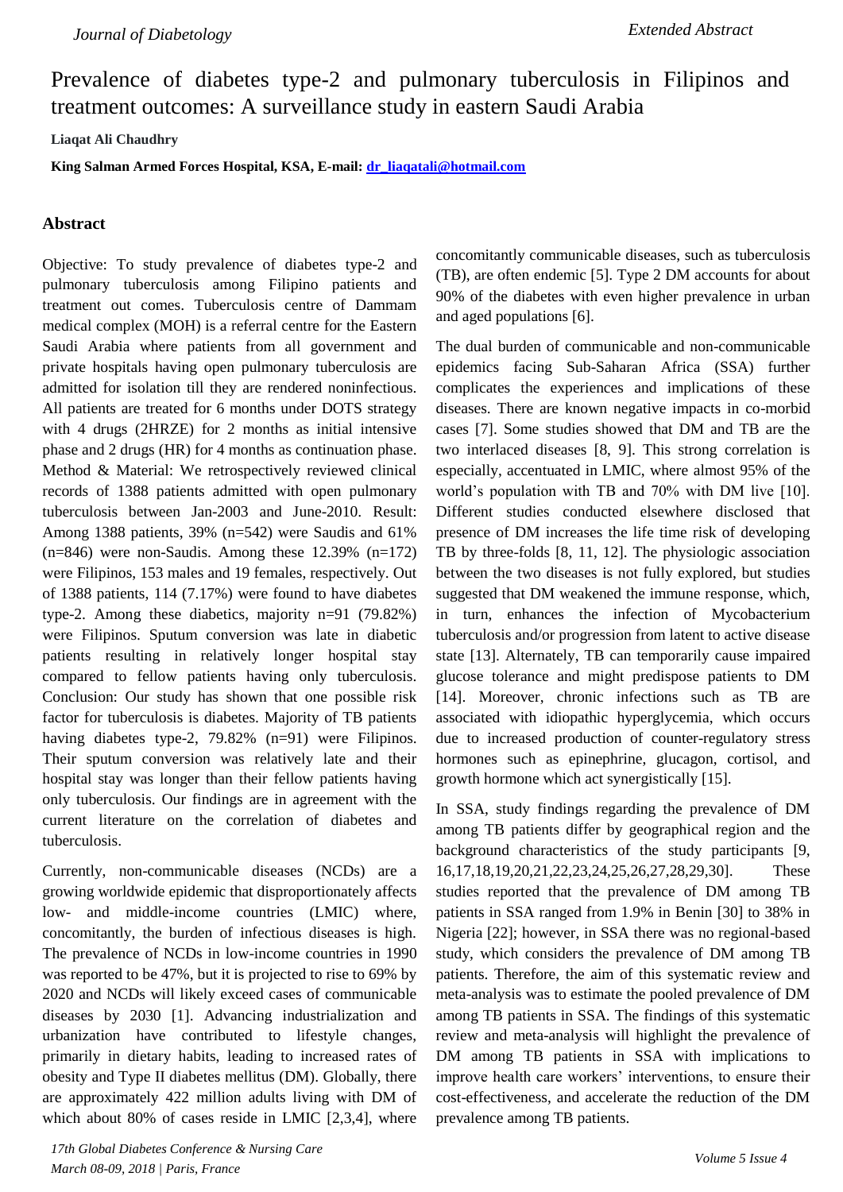# Prevalence of diabetes type-2 and pulmonary tuberculosis in Filipinos and treatment outcomes: A surveillance study in eastern Saudi Arabia

**Liaqat Ali Chaudhry**

**King Salman Armed Forces Hospital, KSA, E-mail: dr_liaqatali@hotmail.com**

## Abstract

Objective: To study prevalence of diabetes type-2 and pulmonary tuberculosis among Filipino patients and treatment out comes. Tuberculosis centre of Dammam medical complex (MOH) is a referral centre for the Eastern Saudi Arabia where patients from all government and private hospitals having open pulmonary tuberculosis are admitted for isolation till they are rendered noninfectious. All patients are treated for 6 months under DOTS strategy with 4 drugs (2HRZE) for 2 months as initial intensive phase and 2 drugs (HR) for 4 months as continuation phase. Method & Material: We retrospectively reviewed clinical records of 1388 patients admitted with open pulmonary tuberculosis between Jan-2003 and June-2010. Result: Among 1388 patients, 39% (n=542) were Saudis and 61% (n=846) were non-Saudis. Among these 12.39% (n=172) were Filipinos, 153 males and 19 females, respectively. Out of 1388 patients, 114 (7.17%) were found to have diabetes type-2. Among these diabetics, majority n=91 (79.82%) were Filipinos. Sputum conversion was late in diabetic patients resulting in relatively longer hospital stay compared to fellow patients having only tuberculosis. Conclusion: Our study has shown that one possible risk factor for tuberculosis is diabetes. Majority of TB patients having diabetes type-2, 79.82% (n=91) were Filipinos. Their sputum conversion was relatively late and their hospital stay was longer than their fellow patients having only tuberculosis. Our findings are in agreement with the current literature on the correlation of diabetes and tuberculosis.

Currently, non-communicable diseases (NCDs) are a growing worldwide epidemic that disproportionately affects low- and middle-income countries (LMIC) where, concomitantly, the burden of infectious diseases is high. The prevalence of NCDs in low-income countries in 1990 was reported to be 47%, but it is projected to rise to 69% by 2020 and NCDs will likely exceed cases of communicable diseases by 2030 [1]. Advancing industrialization and urbanization have contributed to lifestyle changes, primarily in dietary habits, leading to increased rates of obesity and Type II diabetes mellitus (DM). Globally, there are approximately 422 million adults living with DM of which about 80% of cases reside in LMIC [2,3,4], where concomitantly communicable diseases, such as tuberculosis (TB), are often endemic [5]. Type 2 DM accounts for about 90% of the diabetes with even higher prevalence in urban and aged populations [6].

The dual burden of communicable and non-communicable epidemics facing Sub-Saharan Africa (SSA) further complicates the experiences and implications of these diseases. There are known negative impacts in co-morbid cases [7]. Some studies showed that DM and TB are the two interlaced diseases [8, 9]. This strong correlation is especially, accentuated in LMIC, where almost 95% of the world's population with TB and 70% with DM live [10]. Different studies conducted elsewhere disclosed that presence of DM increases the life time risk of developing TB by three-folds [8, 11, 12]. The physiologic association between the two diseases is not fully explored, but studies suggested that DM weakened the immune response, which, in turn, enhances the infection of Mycobacterium tuberculosis and/or progression from latent to active disease state [13]. Alternately, TB can temporarily cause impaired glucose tolerance and might predispose patients to DM [14]. Moreover, chronic infections such as TB are associated with idiopathic hyperglycemia, which occurs due to increased production of counter-regulatory stress hormones such as epinephrine, glucagon, cortisol, and growth hormone which act synergistically [15].

In SSA, study findings regarding the prevalence of DM among TB patients differ by geographical region and the background characteristics of the study participants [9, 16,17,18,19,20,21,22,23,24,25,26,27,28,29,30]. These studies reported that the prevalence of DM among TB patients in SSA ranged from 1.9% in Benin [30] to 38% in Nigeria [22]; however, in SSA there was no regional-based study, which considers the prevalence of DM among TB patients. Therefore, the aim of this systematic review and meta-analysis was to estimate the pooled prevalence of DM among TB patients in SSA. The findings of this systematic review and meta-analysis will highlight the prevalence of DM among TB patients in SSA with implications to improve health care workers' interventions, to ensure their cost-effectiveness, and accelerate the reduction of the DM prevalence among TB patients.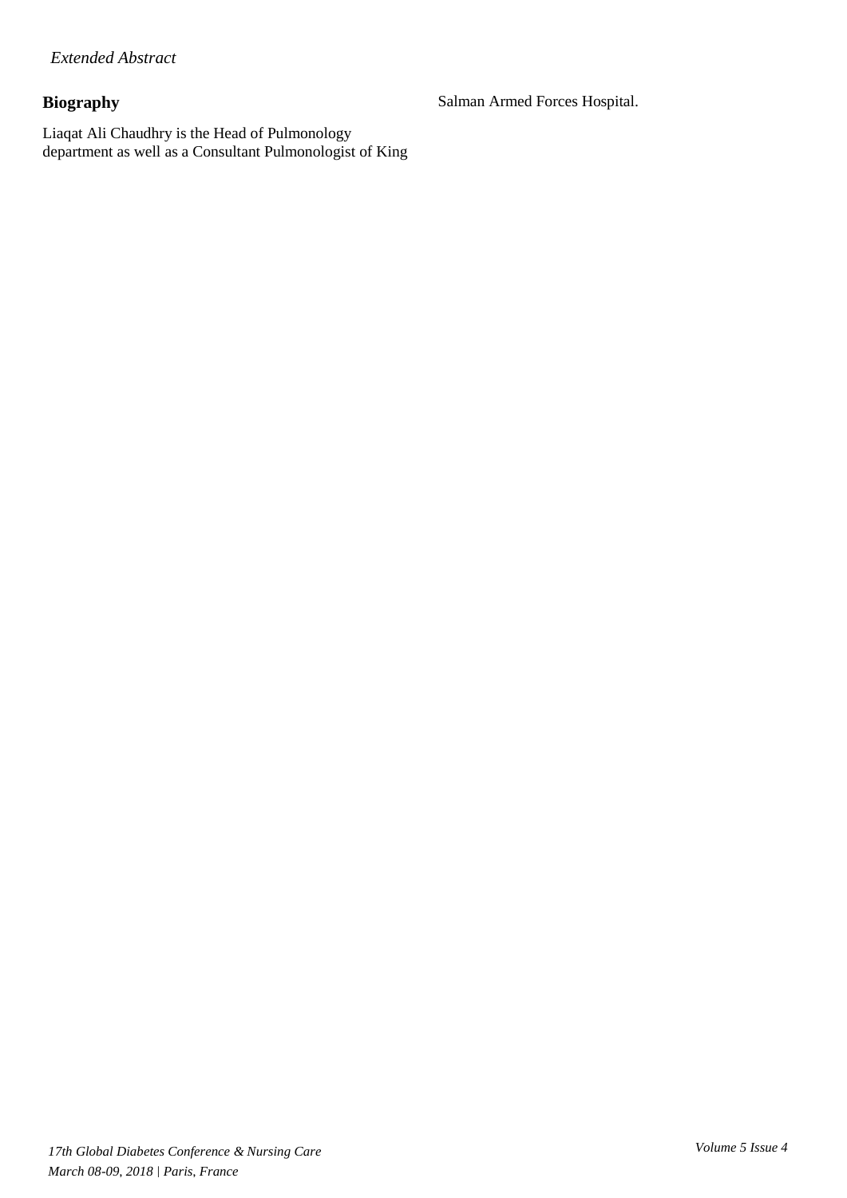## Biography

Liaqat Ali Chaudhry is the Head of Pulmonology department as well as a Consultant Pulmonologist of King Salman Armed Forces Hospital.